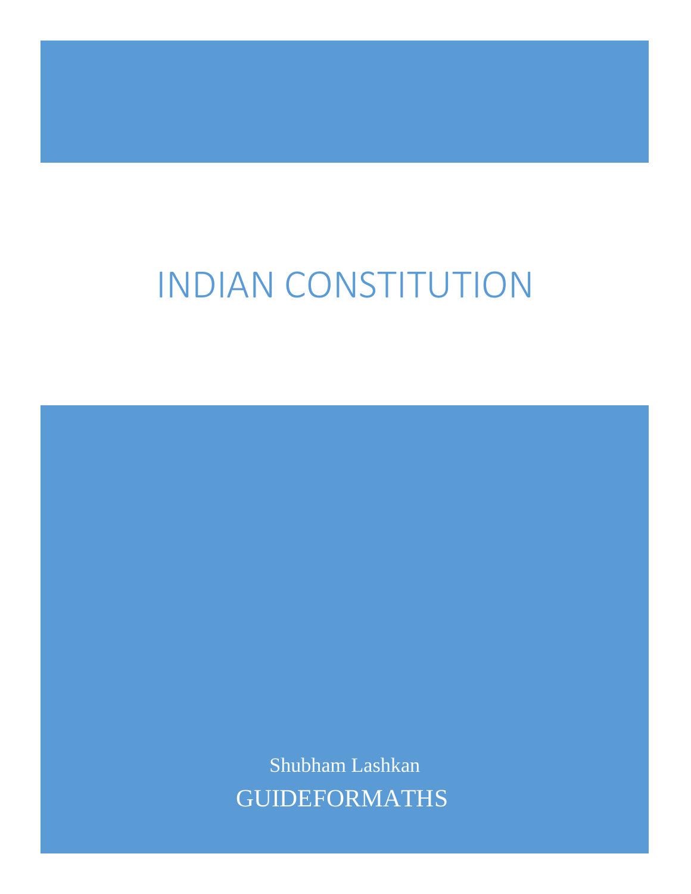# INDIAN CONSTITUTION

Shubham Lashkan

GUIDEFORMATHS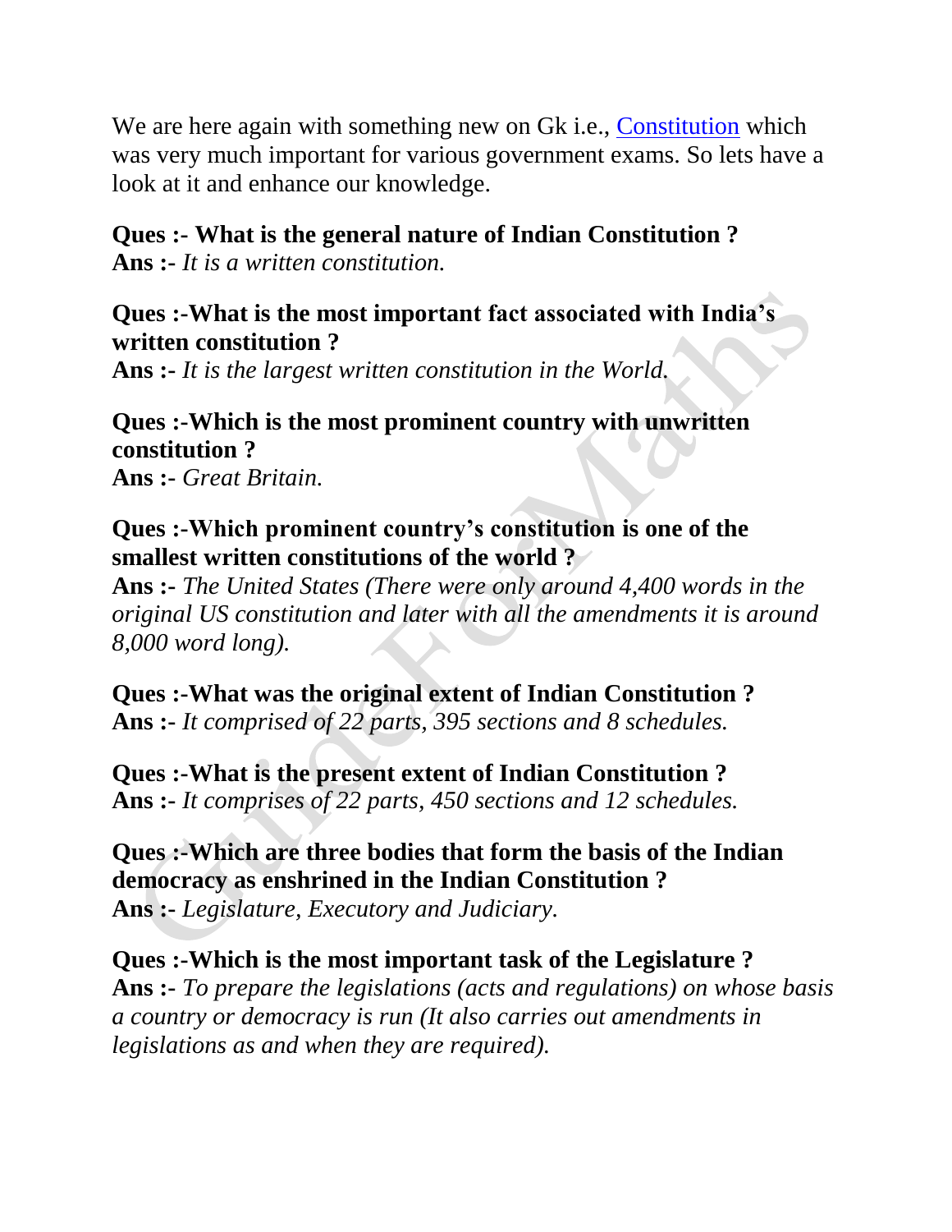We are here again with something new on Gk i.e., Constitution which was very much important for various government exams. So lets have a look at it and enhance our knowledge.

**Ques :- What is the general nature of Indian Constitution ?**
**Ans :-** *It is a written constitution.*

**Ques :-What is the most important fact associated with India's written constitution ?**
**Ans :-** *It is the largest written constitution in the World.*

**Ques :-Which is the most prominent country with unwritten constitution ?**
**Ans :-** *Great Britain.*

**Ques :-Which prominent country's constitution is one of the smallest written constitutions of the world ?**
**Ans :-** *The United States (There were only around 4,400 words in the original US constitution and later with all the amendments it is around 8,000 word long).*

**Ques :-What was the original extent of Indian Constitution ?**
**Ans :-** *It comprised of 22 parts, 395 sections and 8 schedules.*

**Ques :-What is the present extent of Indian Constitution ?**
**Ans :-** *It comprises of 22 parts, 450 sections and 12 schedules.*

**Ques :-Which are three bodies that form the basis of the Indian democracy as enshrined in the Indian Constitution ?**
**Ans :-** *Legislature, Executory and Judiciary.*

**Ques :-Which is the most important task of the Legislature ?**
**Ans :-** *To prepare the legislations (acts and regulations) on whose basis a country or democracy is run (It also carries out amendments in legislations as and when they are required).*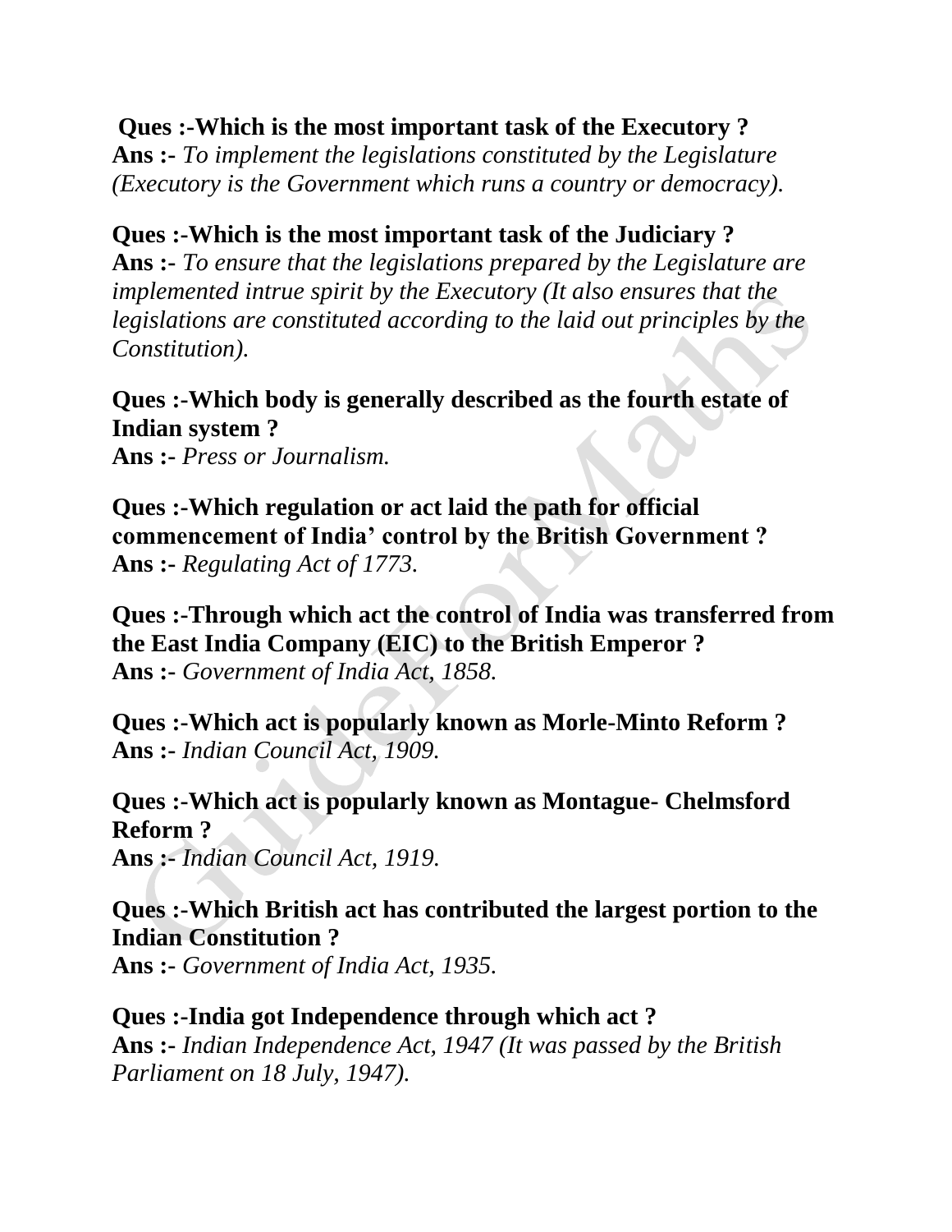**Ques :-Which is the most important task of the Executory ?**
**Ans :-** *To implement the legislations constituted by the Legislature (Executory is the Government which runs a country or democracy).*

**Ques :-Which is the most important task of the Judiciary ?**
**Ans :-** *To ensure that the legislations prepared by the Legislature are implemented intrue spirit by the Executory (It also ensures that the legislations are constituted according to the laid out principles by the Constitution).*

**Ques :-Which body is generally described as the fourth estate of Indian system ?**
**Ans :-** *Press or Journalism.*

**Ques :-Which regulation or act laid the path for official commencement of India' control by the British Government ?**
**Ans :-** *Regulating Act of 1773.*

**Ques :-Through which act the control of India was transferred from the East India Company (EIC) to the British Emperor ?**
**Ans :-** *Government of India Act, 1858.*

**Ques :-Which act is popularly known as Morle-Minto Reform ?**
**Ans :-** *Indian Council Act, 1909.*

**Ques :-Which act is popularly known as Montague- Chelmsford Reform ?**
**Ans :-** *Indian Council Act, 1919.*

**Ques :-Which British act has contributed the largest portion to the Indian Constitution ?**
**Ans :-** *Government of India Act, 1935.*

**Ques :-India got Independence through which act ?**
**Ans :-** *Indian Independence Act, 1947 (It was passed by the British Parliament on 18 July, 1947).*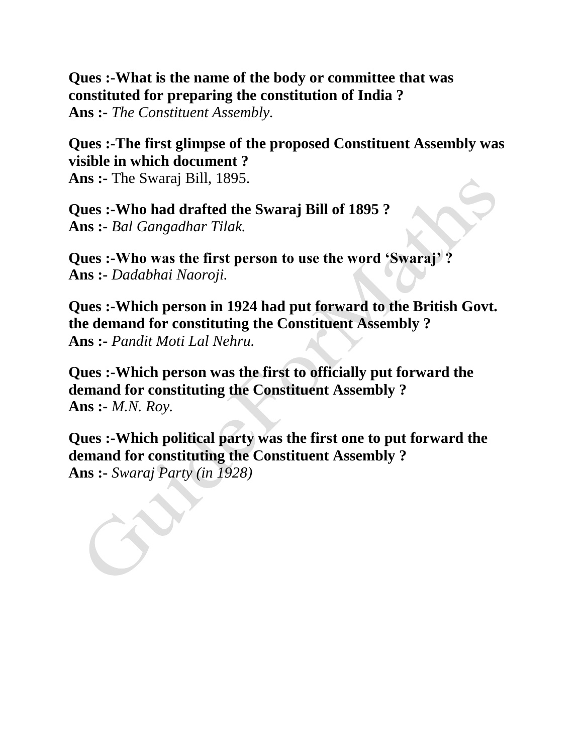**Ques :-What is the name of the body or committee that was constituted for preparing the constitution of India ?**
**Ans :-** *The Constituent Assembly.*

**Ques :-The first glimpse of the proposed Constituent Assembly was visible in which document ?**
**Ans :-** The Swaraj Bill, 1895.

**Ques :-Who had drafted the Swaraj Bill of 1895 ?**
**Ans :-** *Bal Gangadhar Tilak.*

**Ques :-Who was the first person to use the word 'Swaraj' ?**
**Ans :-** *Dadabhai Naoroji.*

**Ques :-Which person in 1924 had put forward to the British Govt. the demand for constituting the Constituent Assembly ?**
**Ans :-** *Pandit Moti Lal Nehru.*

**Ques :-Which person was the first to officially put forward the demand for constituting the Constituent Assembly ?**
**Ans :-** *M.N. Roy.*

**Ques :-Which political party was the first one to put forward the demand for constituting the Constituent Assembly ?**
**Ans :-** *Swaraj Party (in 1928)*